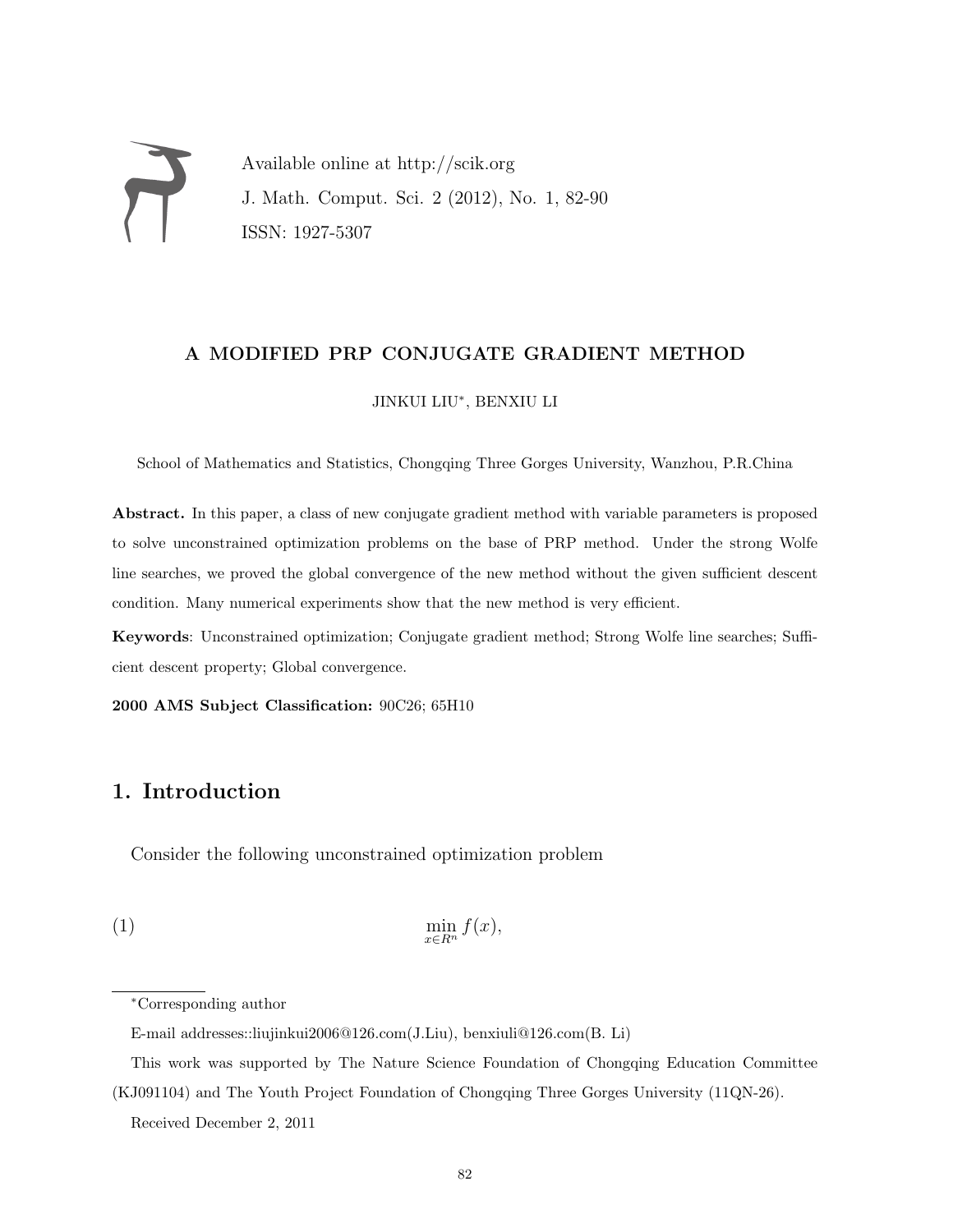Available online at http://scik.org

J. Math. Comput. Sci. 2 (2012), No. 1, 82-90

ISSN: 1927-5307

# A MODIFIED PRP CONJUGATE GRADIENT METHOD

JINKUI LIU*, BENXIU LI

School of Mathematics and Statistics, Chongqing Three Gorges University, Wanzhou, P.R.China

**Abstract.** In this paper, a class of new conjugate gradient method with variable parameters is proposed to solve unconstrained optimization problems on the base of PRP method. Under the strong Wolfe line searches, we proved the global convergence of the new method without the given sufficient descent condition. Many numerical experiments show that the new method is very efficient.

**Keywords**: Unconstrained optimization; Conjugate gradient method; Strong Wolfe line searches; Sufficient descent property; Global convergence.

**2000 AMS Subject Classification:** 90C26; 65H10

## 1. Introduction

Consider the following unconstrained optimization problem

$$\min_{x \in R^n} f(x), \tag{1}$$

---

*Corresponding author

E-mail addresses::liujinkui2006@126.com(J.Liu), benxiuli@126.com(B. Li)

This work was supported by The Nature Science Foundation of Chongqing Education Committee (KJ091104) and The Youth Project Foundation of Chongqing Three Gorges University (11QN-26).

Received December 2, 2011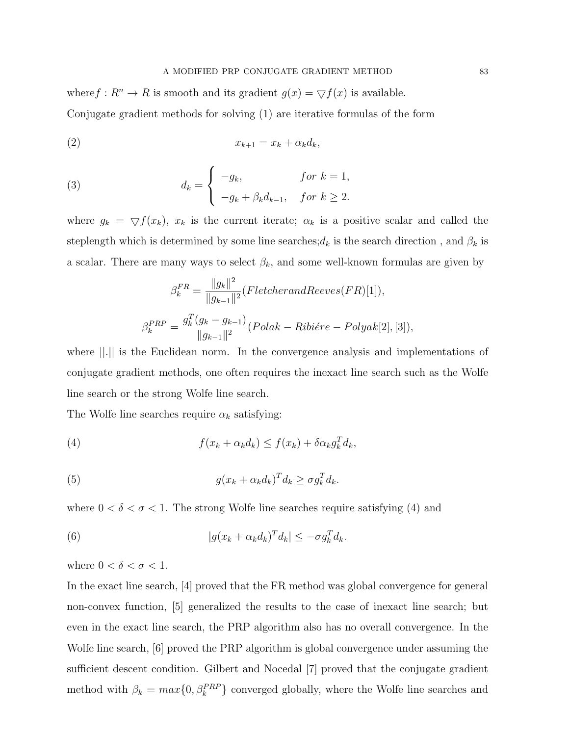where $f : R^n \to R$ is smooth and its gradient $g(x) = \bigtriangledown f(x)$ is available.

Conjugate gradient methods for solving (1) are iterative formulas of the form

$$x_{k+1} = x_k + \alpha_k d_k, \tag{2}$$

$$d_k = \begin{cases} -g_k, & for\ k = 1, \\ -g_k + \beta_k d_{k-1}, & for\ k \geq 2. \end{cases} \tag{3}$$

where $g_k = \bigtriangledown f(x_k)$, $x_k$ is the current iterate; $\alpha_k$ is a positive scalar and called the steplength which is determined by some line searches; $d_k$ is the search direction , and $\beta_k$ is a scalar. There are many ways to select $\beta_k$, and some well-known formulas are given by

$$\beta_k^{FR} = \frac{\|g_k\|^2}{\|g_{k-1}\|^2}(Fletcher and Reeves (FR)[1]),$$

$$\beta_k^{PRP} = \frac{g_k^T(g_k - g_{k-1})}{\|g_{k-1}\|^2}(Polak - Ribiére - Polyak[2], [3]),$$

where $||.||$ is the Euclidean norm. In the convergence analysis and implementations of conjugate gradient methods, one often requires the inexact line search such as the Wolfe line search or the strong Wolfe line search.

The Wolfe line searches require $\alpha_k$ satisfying:

$$f(x_k + \alpha_k d_k) \leq f(x_k) + \delta \alpha_k g_k^T d_k, \tag{4}$$

$$g(x_k + \alpha_k d_k)^T d_k \geq \sigma g_k^T d_k. \tag{5}$$

where $0 < \delta < \sigma < 1$. The strong Wolfe line searches require satisfying (4) and

$$|g(x_k + \alpha_k d_k)^T d_k| \leq -\sigma g_k^T d_k. \tag{6}$$

where $0 < \delta < \sigma < 1$.

In the exact line search, [4] proved that the FR method was global convergence for general non-convex function, [5] generalized the results to the case of inexact line search; but even in the exact line search, the PRP algorithm also has no overall convergence. In the Wolfe line search, [6] proved the PRP algorithm is global convergence under assuming the sufficient descent condition. Gilbert and Nocedal [7] proved that the conjugate gradient method with $\beta_k = max\{0, \beta_k^{PRP}\}$ converged globally, where the Wolfe line searches and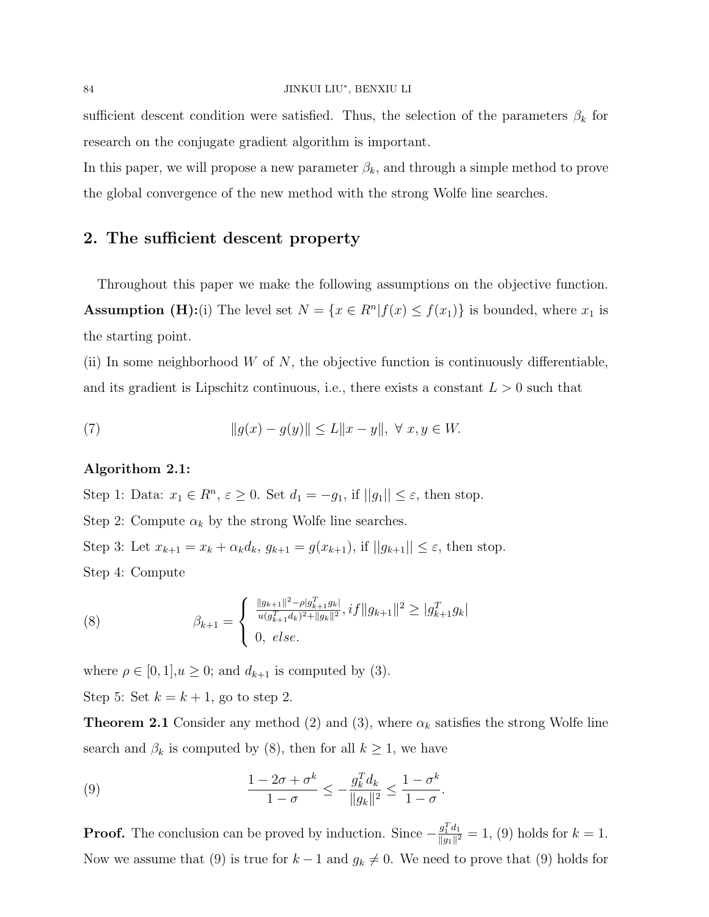sufficient descent condition were satisfied. Thus, the selection of the parameters $\beta_k$ for research on the conjugate gradient algorithm is important.

In this paper, we will propose a new parameter $\beta_k$, and through a simple method to prove the global convergence of the new method with the strong Wolfe line searches.

## 2. The sufficient descent property

Throughout this paper we make the following assumptions on the objective function.

**Assumption (H):**(i) The level set $N = \{x \in R^n | f(x) \leq f(x_1)\}$ is bounded, where $x_1$ is the starting point.

(ii) In some neighborhood $W$ of $N$, the objective function is continuously differentiable, and its gradient is Lipschitz continuous, i.e., there exists a constant $L > 0$ such that

$$\|g(x) - g(y)\| \leq L\|x - y\|, \ \forall \ x, y \in W. \tag{7}$$

**Algorithom 2.1:**

Step 1: Data: $x_1 \in R^n$, $\varepsilon \geq 0$. Set $d_1 = -g_1$, if $||g_1|| \leq \varepsilon$, then stop.

Step 2: Compute $\alpha_k$ by the strong Wolfe line searches.

Step 3: Let $x_{k+1} = x_k + \alpha_k d_k$, $g_{k+1} = g(x_{k+1})$, if $||g_{k+1}|| \leq \varepsilon$, then stop.

Step 4: Compute

$$\beta_{k+1} = \begin{cases} \frac{\|g_{k+1}\|^2 - \rho |g_{k+1}^T g_k|}{u(g_{k+1}^T d_k)^2 + \|g_k\|^2}, if \|g_{k+1}\|^2 \geq |g_{k+1}^T g_k| \\ 0, \ else. \end{cases} \tag{8}$$

where $\rho \in [0, 1]$,$u \geq 0$; and $d_{k+1}$ is computed by (3).

Step 5: Set $k = k + 1$, go to step 2.

**Theorem 2.1** Consider any method (2) and (3), where $\alpha_k$ satisfies the strong Wolfe line search and $\beta_k$ is computed by (8), then for all $k \geq 1$, we have

$$\frac{1 - 2\sigma + \sigma^k}{1 - \sigma} \leq -\frac{g_k^T d_k}{\|g_k\|^2} \leq \frac{1 - \sigma^k}{1 - \sigma}. \tag{9}$$

**Proof.** The conclusion can be proved by induction. Since $-\frac{g_1^T d_1}{\|g_1\|^2} = 1$, (9) holds for $k = 1$. Now we assume that (9) is true for $k - 1$ and $g_k \neq 0$. We need to prove that (9) holds for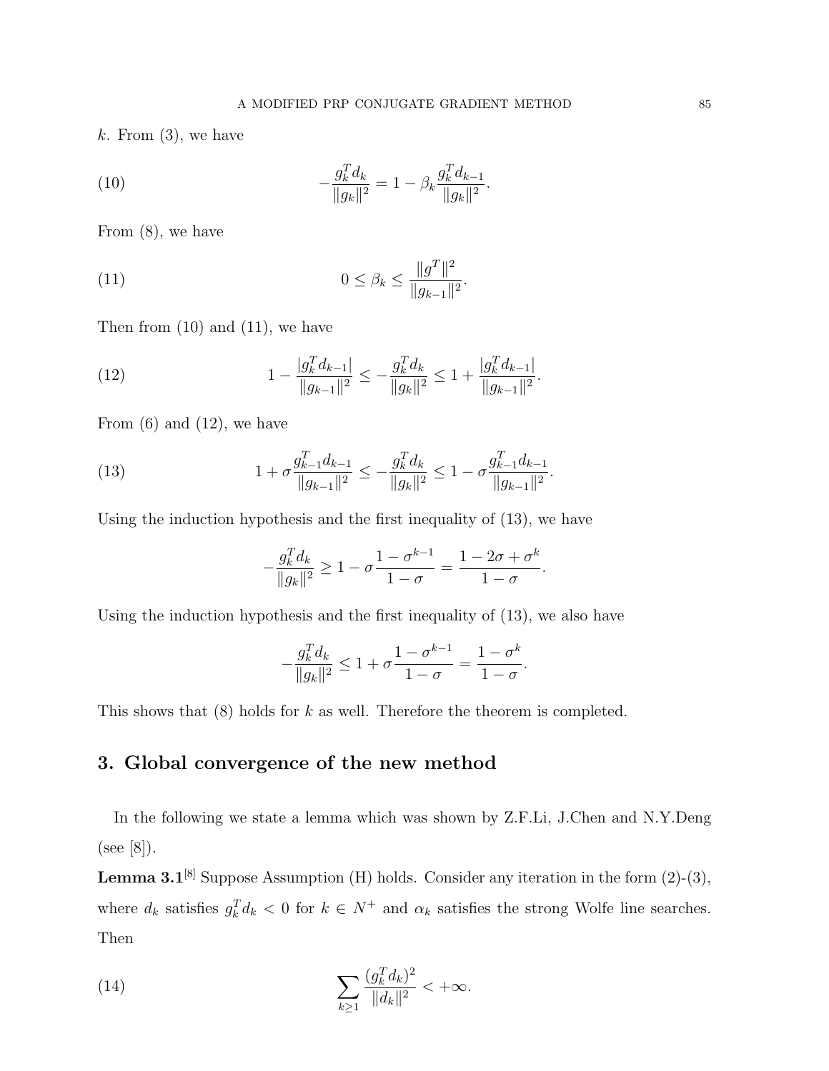$k$. From (3), we have

$$
-\frac{g_k^T d_k}{\|g_k\|^2} = 1 - \beta_k \frac{g_k^T d_{k-1}}{\|g_k\|^2}. \tag{10}
$$

From (8), we have

$$
0 \leq \beta_k \leq \frac{\|g^T\|^2}{\|g_{k-1}\|^2}. \tag{11}
$$

Then from (10) and (11), we have

$$
1 - \frac{|g_k^T d_{k-1}|}{\|g_{k-1}\|^2} \leq -\frac{g_k^T d_k}{\|g_k\|^2} \leq 1 + \frac{|g_k^T d_{k-1}|}{\|g_{k-1}\|^2}. \tag{12}
$$

From (6) and (12), we have

$$
1 + \sigma \frac{g_{k-1}^T d_{k-1}}{\|g_{k-1}\|^2} \leq -\frac{g_k^T d_k}{\|g_k\|^2} \leq 1 - \sigma \frac{g_{k-1}^T d_{k-1}}{\|g_{k-1}\|^2}. \tag{13}
$$

Using the induction hypothesis and the first inequality of (13), we have

$$
-\frac{g_k^T d_k}{\|g_k\|^2} \geq 1 - \sigma \frac{1 - \sigma^{k-1}}{1 - \sigma} = \frac{1 - 2\sigma + \sigma^k}{1 - \sigma}.
$$

Using the induction hypothesis and the first inequality of (13), we also have

$$
-\frac{g_k^T d_k}{\|g_k\|^2} \leq 1 + \sigma \frac{1 - \sigma^{k-1}}{1 - \sigma} = \frac{1 - \sigma^k}{1 - \sigma}.
$$

This shows that (8) holds for $k$ as well. Therefore the theorem is completed.

## 3. Global convergence of the new method

In the following we state a lemma which was shown by Z.F.Li, J.Chen and N.Y.Deng (see [8]).

**Lemma 3.1**[8] Suppose Assumption (H) holds. Consider any iteration in the form (2)-(3), where $d_k$ satisfies $g_k^T d_k < 0$ for $k \in N^+$ and $\alpha_k$ satisfies the strong Wolfe line searches. Then

$$
\sum_{k \geq 1} \frac{(g_k^T d_k)^2}{\|d_k\|^2} < +\infty. \tag{14}
$$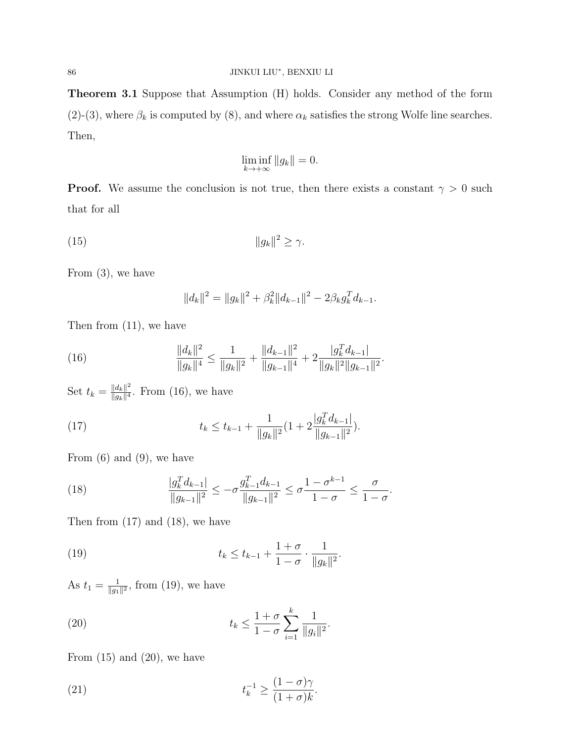**Theorem 3.1** Suppose that Assumption (H) holds. Consider any method of the form (2)-(3), where $\beta_k$ is computed by (8), and where $\alpha_k$ satisfies the strong Wolfe line searches. Then,

$$\liminf_{k\to+\infty} \|g_k\| = 0.$$

**Proof.** We assume the conclusion is not true, then there exists a constant $\gamma > 0$ such that for all

$$\|g_k\|^2 \geq \gamma. \tag{15}$$

From (3), we have

$$\|d_k\|^2 = \|g_k\|^2 + \beta_k^2 \|d_{k-1}\|^2 - 2\beta_k g_k^T d_{k-1}.$$

Then from (11), we have

$$\frac{\|d_k\|^2}{\|g_k\|^4} \leq \frac{1}{\|g_k\|^2} + \frac{\|d_{k-1}\|^2}{\|g_{k-1}\|^4} + 2\frac{|g_k^T d_{k-1}|}{\|g_k\|^2 \|g_{k-1}\|^2}. \tag{16}$$

Set $t_k = \frac{\|d_k\|^2}{\|g_k\|^4}$. From (16), we have

$$t_k \leq t_{k-1} + \frac{1}{\|g_k\|^2}\left(1 + 2\frac{|g_k^T d_{k-1}|}{\|g_{k-1}\|^2}\right). \tag{17}$$

From (6) and (9), we have

$$\frac{|g_k^T d_{k-1}|}{\|g_{k-1}\|^2} \leq -\sigma \frac{g_{k-1}^T d_{k-1}}{\|g_{k-1}\|^2} \leq \sigma \frac{1-\sigma^{k-1}}{1-\sigma} \leq \frac{\sigma}{1-\sigma}. \tag{18}$$

Then from (17) and (18), we have

$$t_k \leq t_{k-1} + \frac{1+\sigma}{1-\sigma} \cdot \frac{1}{\|g_k\|^2}. \tag{19}$$

As $t_1 = \frac{1}{\|g_1\|^2}$, from (19), we have

$$t_k \leq \frac{1+\sigma}{1-\sigma} \sum_{i=1}^{k} \frac{1}{\|g_i\|^2}. \tag{20}$$

From (15) and (20), we have

$$t_k^{-1} \geq \frac{(1-\sigma)\gamma}{(1+\sigma)k}. \tag{21}$$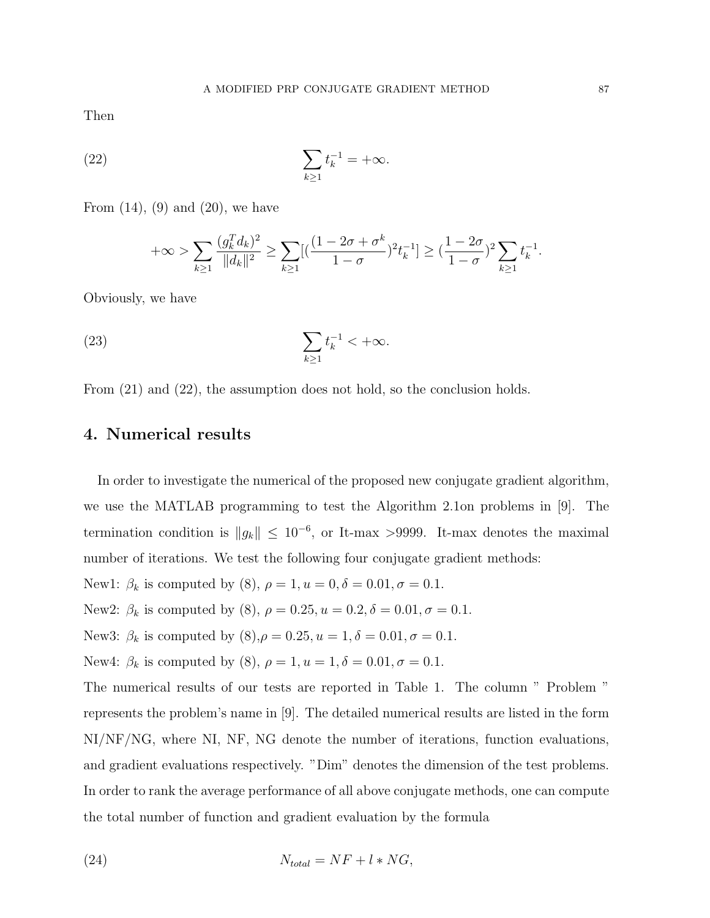Then

$$\sum_{k\geq 1} t_k^{-1} = +\infty. \tag{22}$$

From (14), (9) and (20), we have

$$+\infty > \sum_{k\geq 1} \frac{(g_k^T d_k)^2}{\|d_k\|^2} \geq \sum_{k\geq 1} [(\frac{1-2\sigma+\sigma^k}{1-\sigma})^2 t_k^{-1}] \geq (\frac{1-2\sigma}{1-\sigma})^2 \sum_{k\geq 1} t_k^{-1}.$$

Obviously, we have

$$\sum_{k\geq 1} t_k^{-1} < +\infty. \tag{23}$$

From (21) and (22), the assumption does not hold, so the conclusion holds.

## 4. Numerical results

In order to investigate the numerical of the proposed new conjugate gradient algorithm, we use the MATLAB programming to test the Algorithm 2.1on problems in [9]. The termination condition is $\|g_k\| \leq 10^{-6}$, or It-max >9999. It-max denotes the maximal number of iterations. We test the following four conjugate gradient methods:

New1: $\beta_k$ is computed by (8), $\rho = 1, u = 0, \delta = 0.01, \sigma = 0.1$.

New2: $\beta_k$ is computed by (8), $\rho = 0.25, u = 0.2, \delta = 0.01, \sigma = 0.1$.

New3: $\beta_k$ is computed by (8),$\rho = 0.25, u = 1, \delta = 0.01, \sigma = 0.1$.

New4: $\beta_k$ is computed by (8), $\rho = 1, u = 1, \delta = 0.01, \sigma = 0.1$.

The numerical results of our tests are reported in Table 1. The column " Problem " represents the problem's name in [9]. The detailed numerical results are listed in the form NI/NF/NG, where NI, NF, NG denote the number of iterations, function evaluations, and gradient evaluations respectively. "Dim" denotes the dimension of the test problems. In order to rank the average performance of all above conjugate methods, one can compute the total number of function and gradient evaluation by the formula

$$N_{total} = NF + l * NG, \tag{24}$$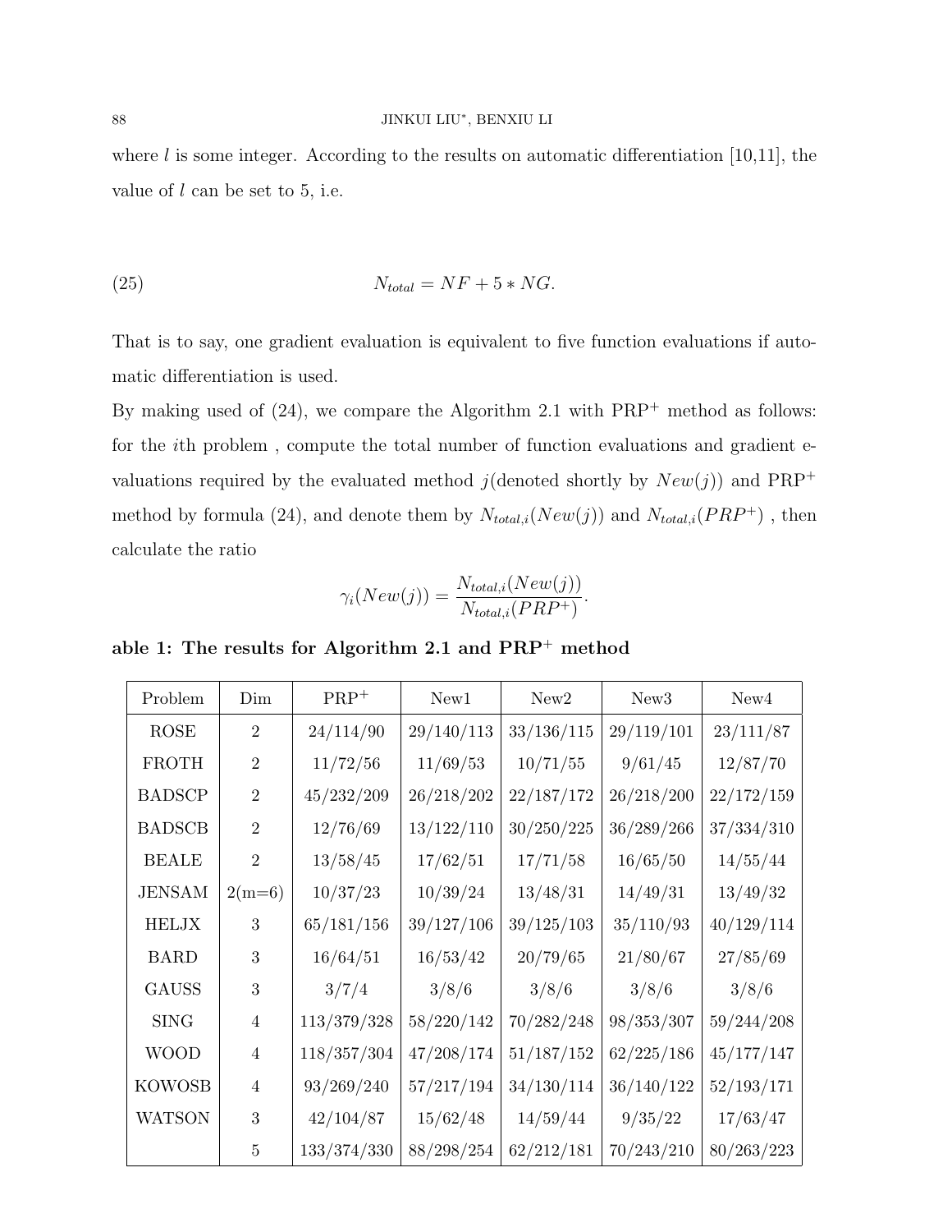where $l$ is some integer. According to the results on automatic differentiation [10,11], the value of $l$ can be set to 5, i.e.

$$N_{total} = NF + 5 * NG. \tag{25}$$

That is to say, one gradient evaluation is equivalent to five function evaluations if automatic differentiation is used.

By making used of (24), we compare the Algorithm 2.1 with PRP$^+$ method as follows: for the $i$th problem , compute the total number of function evaluations and gradient evaluations required by the evaluated method $j$(denoted shortly by $New(j)$) and PRP$^+$ method by formula (24), and denote them by $N_{total,i}(New(j))$ and $N_{total,i}(PRP^+)$ , then calculate the ratio

$$\gamma_i(New(j)) = \frac{N_{total,i}(New(j))}{N_{total,i}(PRP^+)}.$$

**able 1: The results for Algorithm 2.1 and PRP$^+$ method**

| Problem | Dim | PRP$^+$ | New1 | New2 | New3 | New4 |
|---|---|---|---|---|---|---|
| ROSE | 2 | 24/114/90 | 29/140/113 | 33/136/115 | 29/119/101 | 23/111/87 |
| FROTH | 2 | 11/72/56 | 11/69/53 | 10/71/55 | 9/61/45 | 12/87/70 |
| BADSCP | 2 | 45/232/209 | 26/218/202 | 22/187/172 | 26/218/200 | 22/172/159 |
| BADSCB | 2 | 12/76/69 | 13/122/110 | 30/250/225 | 36/289/266 | 37/334/310 |
| BEALE | 2 | 13/58/45 | 17/62/51 | 17/71/58 | 16/65/50 | 14/55/44 |
| JENSAM | 2(m=6) | 10/37/23 | 10/39/24 | 13/48/31 | 14/49/31 | 13/49/32 |
| HELJX | 3 | 65/181/156 | 39/127/106 | 39/125/103 | 35/110/93 | 40/129/114 |
| BARD | 3 | 16/64/51 | 16/53/42 | 20/79/65 | 21/80/67 | 27/85/69 |
| GAUSS | 3 | 3/7/4 | 3/8/6 | 3/8/6 | 3/8/6 | 3/8/6 |
| SING | 4 | 113/379/328 | 58/220/142 | 70/282/248 | 98/353/307 | 59/244/208 |
| WOOD | 4 | 118/357/304 | 47/208/174 | 51/187/152 | 62/225/186 | 45/177/147 |
| KOWOSB | 4 | 93/269/240 | 57/217/194 | 34/130/114 | 36/140/122 | 52/193/171 |
| WATSON | 3 | 42/104/87 | 15/62/48 | 14/59/44 | 9/35/22 | 17/63/47 |
| | 5 | 133/374/330 | 88/298/254 | 62/212/181 | 70/243/210 | 80/263/223 |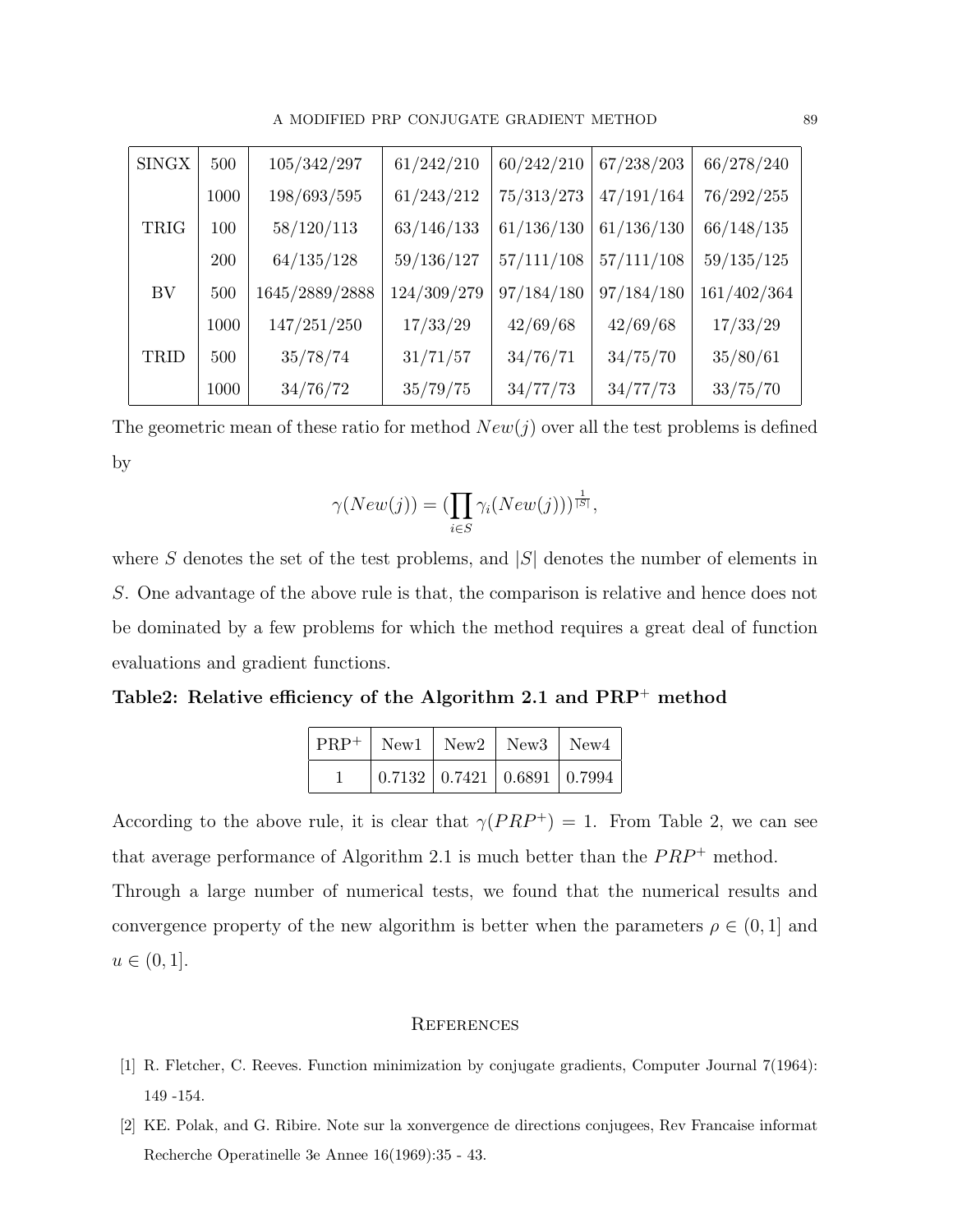| SINGX | 500 | 105/342/297 | 61/242/210 | 60/242/210 | 67/238/203 | 66/278/240 |
|---|---|---|---|---|---|---|
| | 1000 | 198/693/595 | 61/243/212 | 75/313/273 | 47/191/164 | 76/292/255 |
| TRIG | 100 | 58/120/113 | 63/146/133 | 61/136/130 | 61/136/130 | 66/148/135 |
| | 200 | 64/135/128 | 59/136/127 | 57/111/108 | 57/111/108 | 59/135/125 |
| BV | 500 | 1645/2889/2888 | 124/309/279 | 97/184/180 | 97/184/180 | 161/402/364 |
| | 1000 | 147/251/250 | 17/33/29 | 42/69/68 | 42/69/68 | 17/33/29 |
| TRID | 500 | 35/78/74 | 31/71/57 | 34/76/71 | 34/75/70 | 35/80/61 |
| | 1000 | 34/76/72 | 35/79/75 | 34/77/73 | 34/77/73 | 33/75/70 |

The geometric mean of these ratio for method $New(j)$ over all the test problems is defined by

$$\gamma(New(j)) = (\prod_{i \in S} \gamma_i(New(j)))^{\frac{1}{|S|}},$$

where $S$ denotes the set of the test problems, and $|S|$ denotes the number of elements in $S$. One advantage of the above rule is that, the comparison is relative and hence does not be dominated by a few problems for which the method requires a great deal of function evaluations and gradient functions.

**Table2: Relative efficiency of the Algorithm 2.1 and PRP$^+$ method**

| PRP$^+$ | New1 | New2 | New3 | New4 |
|---|---|---|---|---|
| 1 | 0.7132 | 0.7421 | 0.6891 | 0.7994 |

According to the above rule, it is clear that $\gamma(PRP^+) = 1$. From Table 2, we can see that average performance of Algorithm 2.1 is much better than the $PRP^+$ method. Through a large number of numerical tests, we found that the numerical results and convergence property of the new algorithm is better when the parameters $\rho \in (0, 1]$ and $u \in (0, 1]$.

## References

[1] R. Fletcher, C. Reeves. Function minimization by conjugate gradients, Computer Journal 7(1964): 149 -154.

[2] KE. Polak, and G. Ribire. Note sur la xonvergence de directions conjugees, Rev Francaise informat Recherche Operatinelle 3e Annee 16(1969):35 - 43.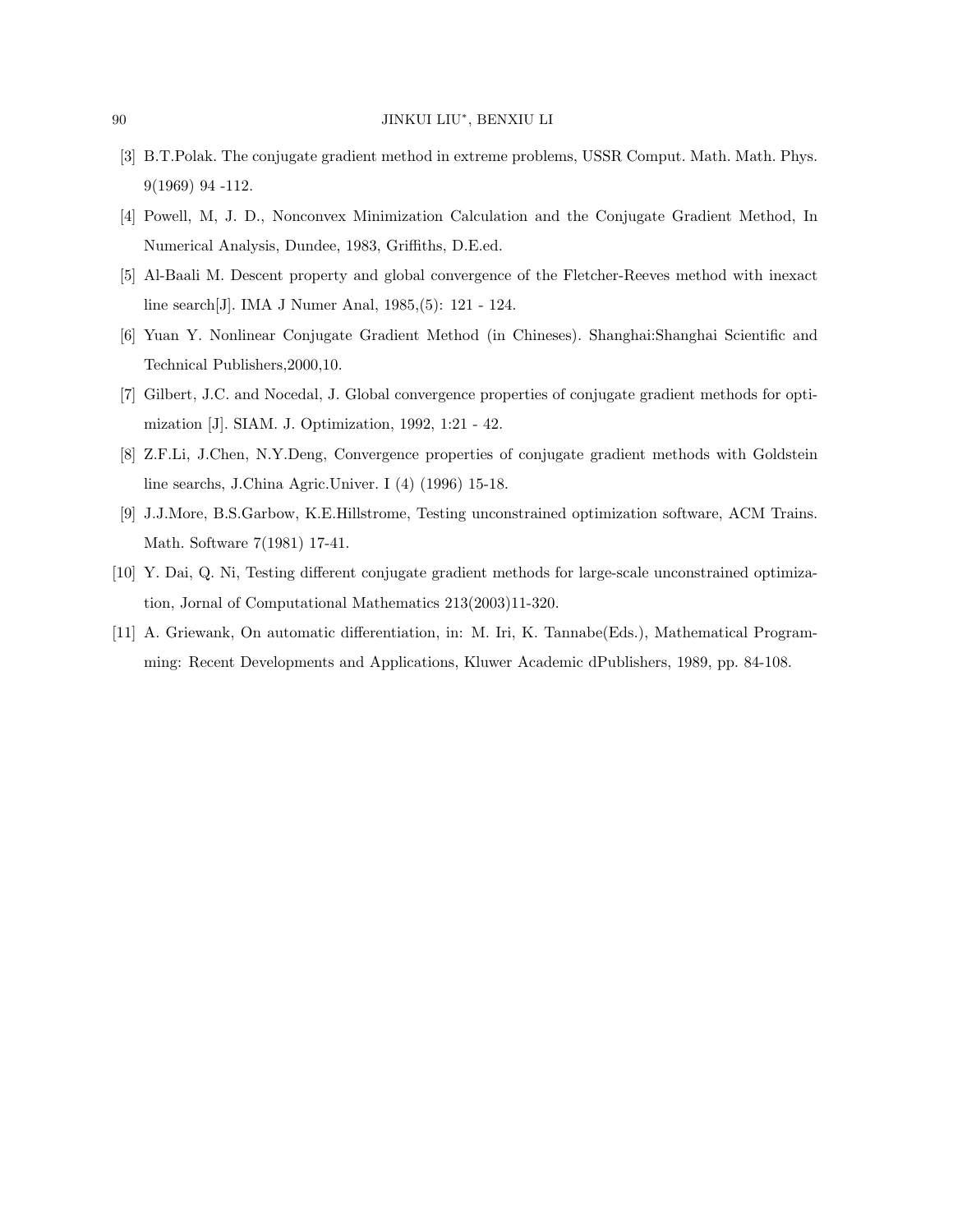[3] B.T.Polak. The conjugate gradient method in extreme problems, USSR Comput. Math. Math. Phys. 9(1969) 94 -112.

[4] Powell, M, J. D., Nonconvex Minimization Calculation and the Conjugate Gradient Method, In Numerical Analysis, Dundee, 1983, Griffiths, D.E.ed.

[5] Al-Baali M. Descent property and global convergence of the Fletcher-Reeves method with inexact line search[J]. IMA J Numer Anal, 1985,(5): 121 - 124.

[6] Yuan Y. Nonlinear Conjugate Gradient Method (in Chineses). Shanghai:Shanghai Scientific and Technical Publishers,2000,10.

[7] Gilbert, J.C. and Nocedal, J. Global convergence properties of conjugate gradient methods for optimization [J]. SIAM. J. Optimization, 1992, 1:21 - 42.

[8] Z.F.Li, J.Chen, N.Y.Deng, Convergence properties of conjugate gradient methods with Goldstein line searchs, J.China Agric.Univer. I (4) (1996) 15-18.

[9] J.J.More, B.S.Garbow, K.E.Hillstrome, Testing unconstrained optimization software, ACM Trains. Math. Software 7(1981) 17-41.

[10] Y. Dai, Q. Ni, Testing different conjugate gradient methods for large-scale unconstrained optimization, Jornal of Computational Mathematics 213(2003)11-320.

[11] A. Griewank, On automatic differentiation, in: M. Iri, K. Tannabe(Eds.), Mathematical Programming: Recent Developments and Applications, Kluwer Academic dPublishers, 1989, pp. 84-108.